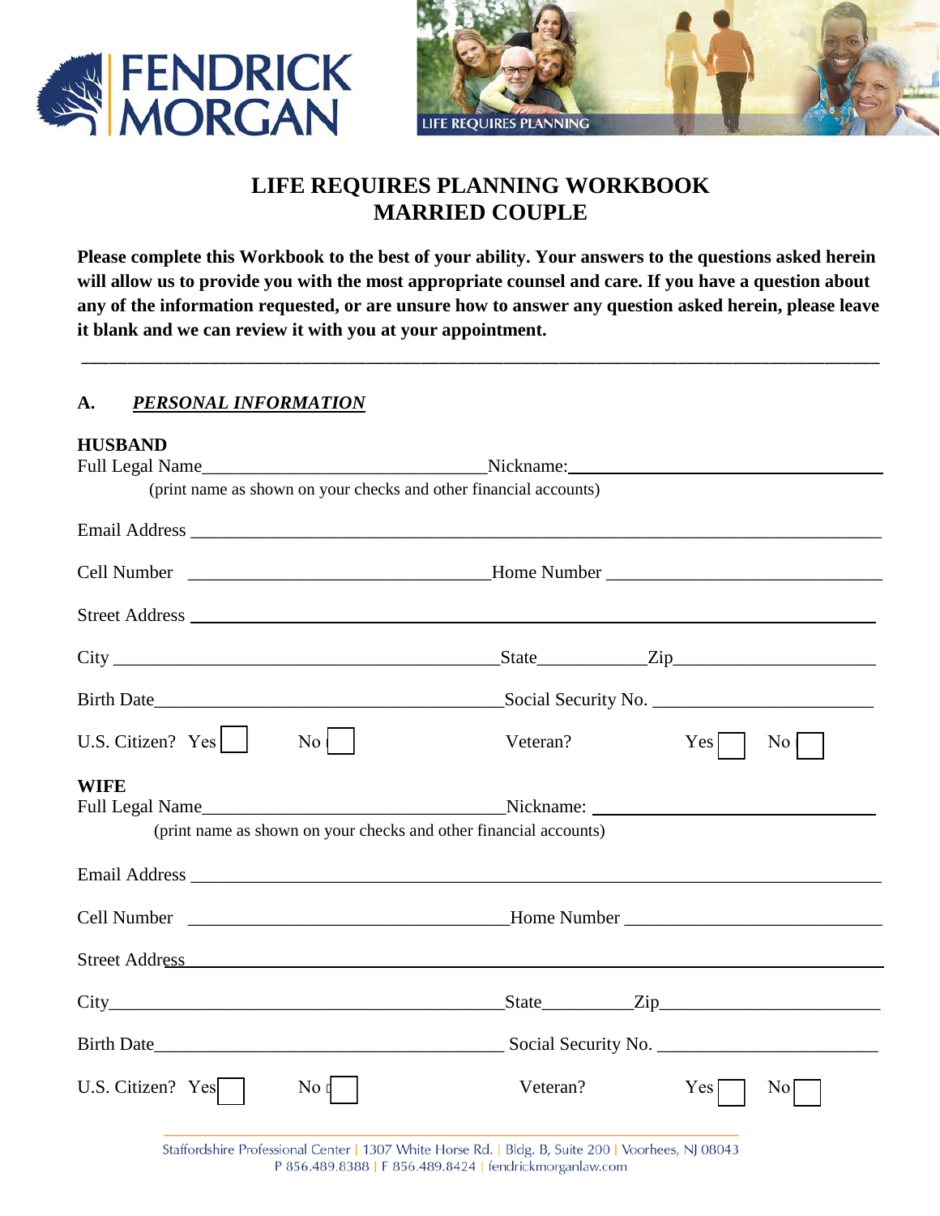# LIFE REQUIRES PLANNING WORKBOOK
# MARRIED COUPLE

**Please complete this Workbook to the best of your ability. Your answers to the questions asked herein will allow us to provide you with the most appropriate counsel and care. If you have a question about any of the information requested, or are unsure how to answer any question asked herein, please leave it blank and we can review it with you at your appointment.**

---

## A. *PERSONAL INFORMATION*

**HUSBAND**

Full Legal Name_______________________________Nickname:___________________________________

(print name as shown on your checks and other financial accounts)

Email Address ________________________________________________________________________

Cell Number ________________________________Home Number ____________________________

Street Address ________________________________________________________________________

City _________________________________________State____________Zip______________________

Birth Date_____________________________________Social Security No. _______________________

U.S. Citizen? Yes ☐ No ☐ Veteran? Yes ☐ No ☐

**WIFE**

Full Legal Name_________________________________Nickname: ______________________________

(print name as shown on your checks and other financial accounts)

Email Address ________________________________________________________________________

Cell Number __________________________________Home Number __________________________

Street Address ________________________________________________________________________

City___________________________________________State__________Zip_______________________

Birth Date_____________________________________ Social Security No. _______________________

U.S. Citizen? Yes ☐ No ☐ Veteran? Yes ☐ No ☐

Staffordshire Professional Center | 1307 White Horse Rd. | Bldg. B, Suite 200 | Voorhees, NJ 08043
P 856.489.8388 | F 856.489.8424 | fendrickmorganlaw.com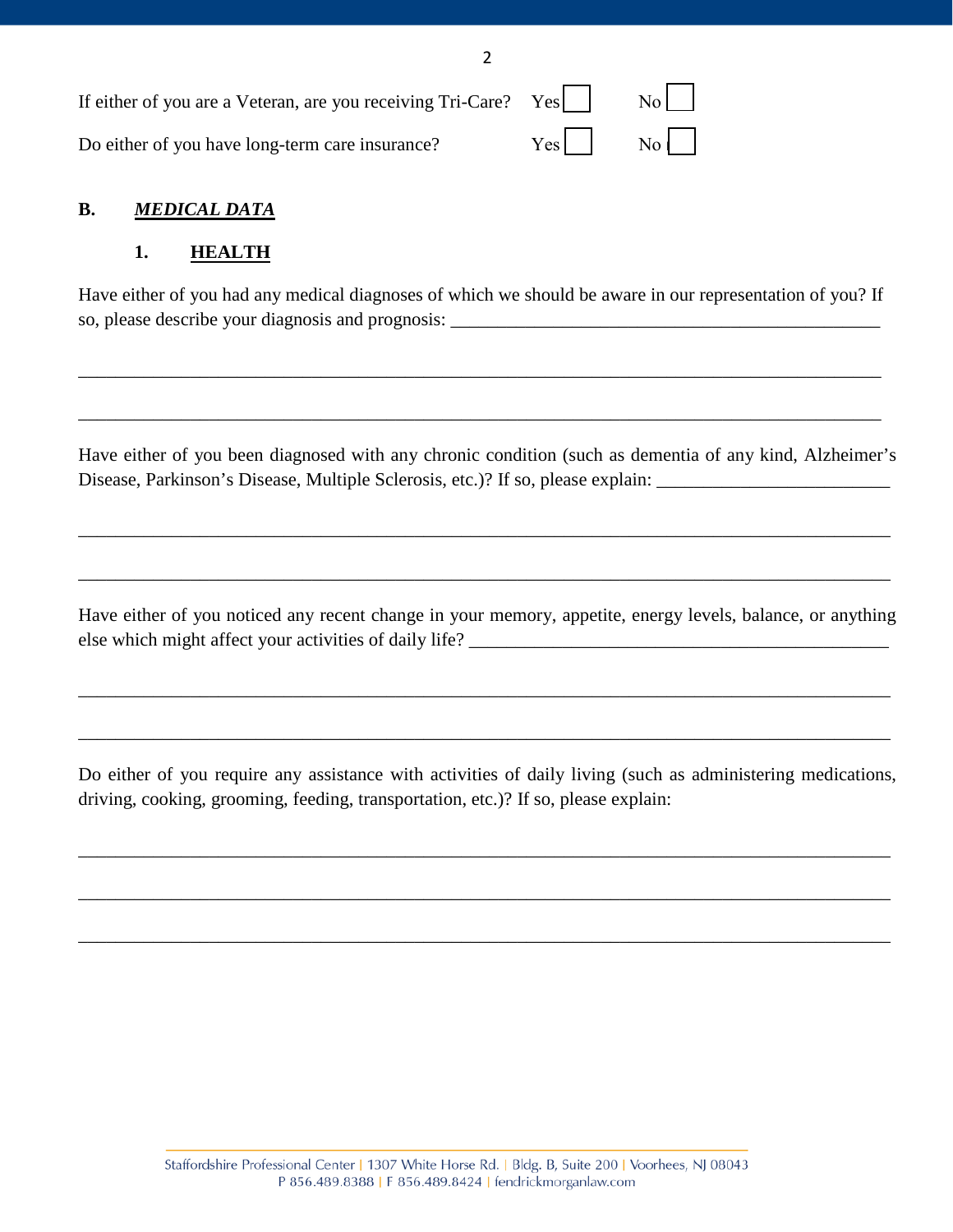If either of you are a Veteran, are you receiving Tri-Care? Yes ☐ No ☐

Do either of you have long-term care insurance? Yes ☐ No ☐

**B.** ***MEDICAL DATA***

**1. HEALTH**

Have either of you had any medical diagnoses of which we should be aware in our representation of you? If so, please describe your diagnosis and prognosis: ______________________________________________

________________________________________________________________________________

________________________________________________________________________________

Have either of you been diagnosed with any chronic condition (such as dementia of any kind, Alzheimer's Disease, Parkinson's Disease, Multiple Sclerosis, etc.)? If so, please explain: _________________________

________________________________________________________________________________

________________________________________________________________________________

Have either of you noticed any recent change in your memory, appetite, energy levels, balance, or anything else which might affect your activities of daily life? ______________________________________________

________________________________________________________________________________

________________________________________________________________________________

Do either of you require any assistance with activities of daily living (such as administering medications, driving, cooking, grooming, feeding, transportation, etc.)? If so, please explain:

________________________________________________________________________________

________________________________________________________________________________

________________________________________________________________________________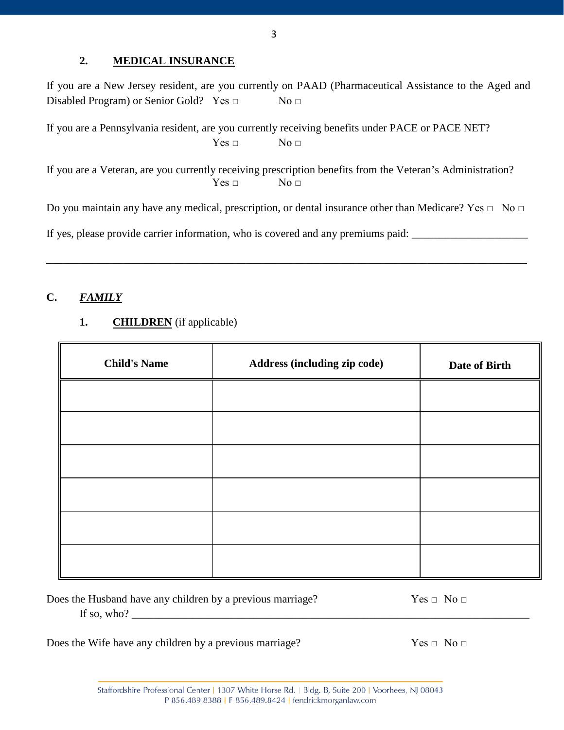### 2. MEDICAL INSURANCE

If you are a New Jersey resident, are you currently on PAAD (Pharmaceutical Assistance to the Aged and Disabled Program) or Senior Gold? Yes □ No □

If you are a Pennsylvania resident, are you currently receiving benefits under PACE or PACE NET?
Yes □ No □

If you are a Veteran, are you currently receiving prescription benefits from the Veteran's Administration?
Yes □ No □

Do you maintain any have any medical, prescription, or dental insurance other than Medicare? Yes □ No □

If yes, please provide carrier information, who is covered and any premiums paid: ______________________

______________________________________________________________________________________

## C. *FAMILY*

### 1. CHILDREN (if applicable)

| Child's Name | Address (including zip code) | Date of Birth |
|---|---|---|
| | | |
| | | |
| | | |
| | | |
| | | |
| | | |

Does the Husband have any children by a previous marriage? Yes □ No □
If so, who? ______________________________________________________________________________

Does the Wife have any children by a previous marriage? Yes □ No □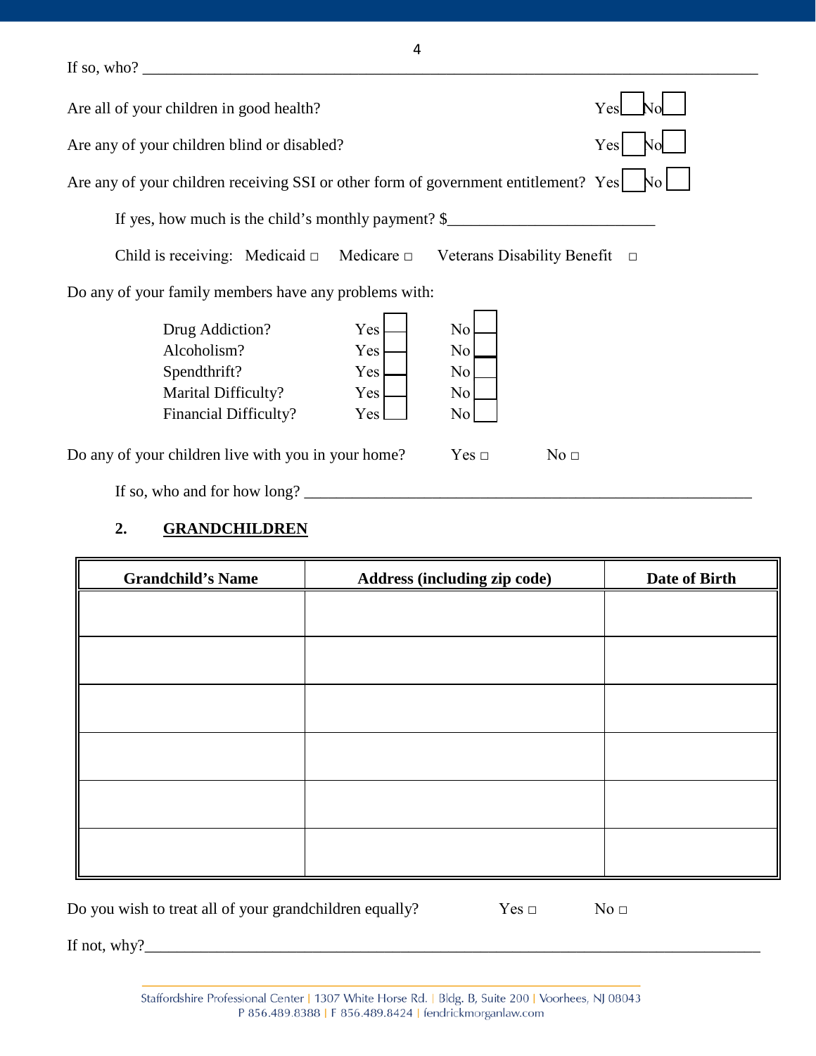If so, who? ____________________________________________________________________________

Are all of your children in good health? Yes ☐ No ☐

Are any of your children blind or disabled? Yes ☐ No ☐

Are any of your children receiving SSI or other form of government entitlement? Yes ☐ No ☐

If yes, how much is the child's monthly payment? $__________________________

Child is receiving: Medicaid □ Medicare □ Veterans Disability Benefit □

Do any of your family members have any problems with:

| | | |
|---|---|---|
| Drug Addiction? | Yes ☐ | No ☐ |
| Alcoholism? | Yes ☐ | No ☐ |
| Spendthrift? | Yes ☐ | No ☐ |
| Marital Difficulty? | Yes ☐ | No ☐ |
| Financial Difficulty? | Yes ☐ | No ☐ |

Do any of your children live with you in your home? Yes □ No □

If so, who and for how long? ___________________________________________________________

## 2. GRANDCHILDREN

| Grandchild's Name | Address (including zip code) | Date of Birth |
|---|---|---|
| | | |
| | | |
| | | |
| | | |
| | | |
| | | |

Do you wish to treat all of your grandchildren equally? Yes □ No □

If not, why?________________________________________________________________________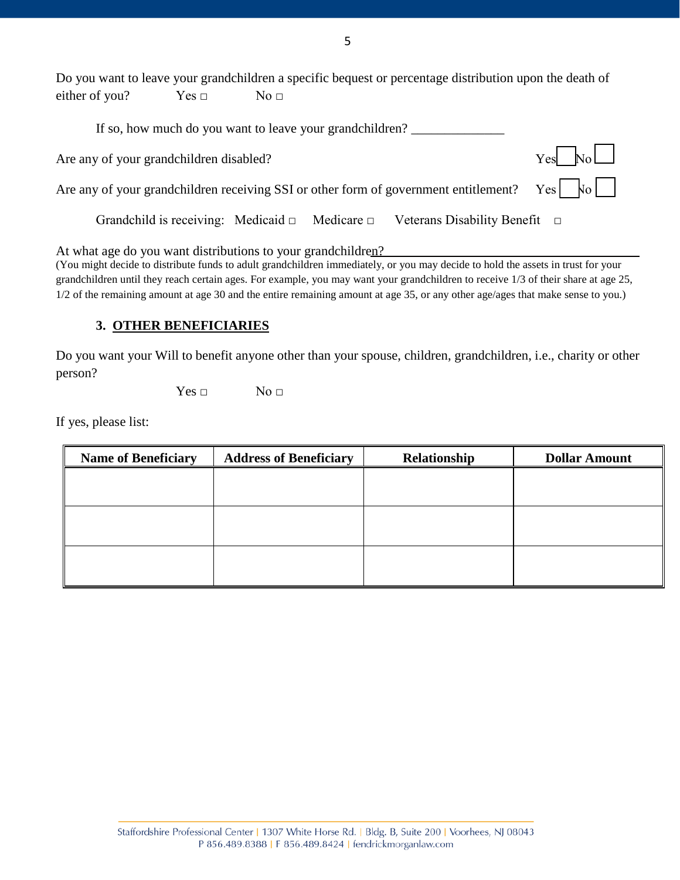Do you want to leave your grandchildren a specific bequest or percentage distribution upon the death of either of you? Yes □ No □

If so, how much do you want to leave your grandchildren? ______________

Are any of your grandchildren disabled? Yes □ No □

Are any of your grandchildren receiving SSI or other form of government entitlement? Yes □ No □

Grandchild is receiving: Medicaid □ Medicare □ Veterans Disability Benefit □

At what age do you want distributions to your grandchildren? ______________________________________

(You might decide to distribute funds to adult grandchildren immediately, or you may decide to hold the assets in trust for your grandchildren until they reach certain ages. For example, you may want your grandchildren to receive 1/3 of their share at age 25, 1/2 of the remaining amount at age 30 and the entire remaining amount at age 35, or any other age/ages that make sense to you.)

### 3. OTHER BENEFICIARIES

Do you want your Will to benefit anyone other than your spouse, children, grandchildren, i.e., charity or other person?

Yes □ No □

If yes, please list:

| Name of Beneficiary | Address of Beneficiary | Relationship | Dollar Amount |
|---|---|---|---|
| | | | |
| | | | |
| | | | |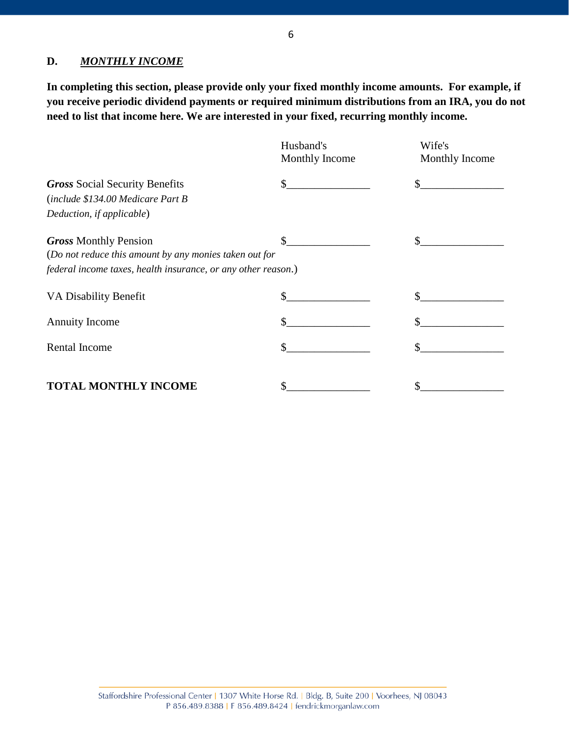## D. *MONTHLY INCOME*

**In completing this section, please provide only your fixed monthly income amounts. For example, if you receive periodic dividend payments or required minimum distributions from an IRA, you do not need to list that income here. We are interested in your fixed, recurring monthly income.**

| | Husband's Monthly Income | Wife's Monthly Income |
|---|---|---|
| ***Gross*** Social Security Benefits (*include $134.00 Medicare Part B Deduction, if applicable*) | $_______________ | $_______________ |
| ***Gross*** Monthly Pension (*Do not reduce this amount by any monies taken out for federal income taxes, health insurance, or any other reason.*) | $_______________ | $_______________ |
| VA Disability Benefit | $_______________ | $_______________ |
| Annuity Income | $_______________ | $_______________ |
| Rental Income | $_______________ | $_______________ |
| **TOTAL MONTHLY INCOME** | $_______________ | $_______________ |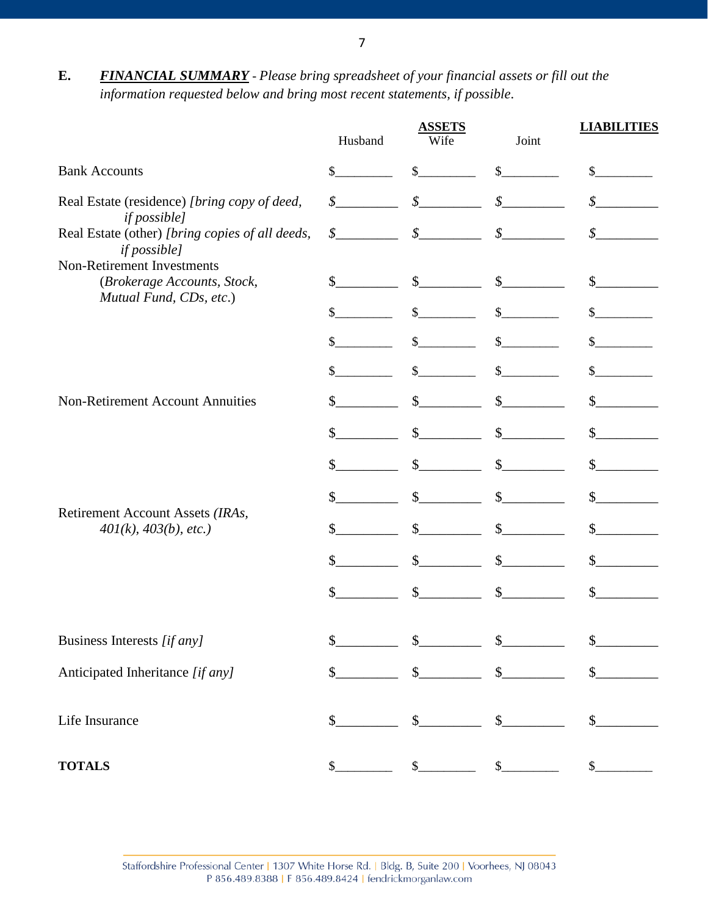**E.** ***FINANCIAL SUMMARY*** *- Please bring spreadsheet of your financial assets or fill out the information requested below and bring most recent statements, if possible.*

| | **ASSETS** | | | **LIABILITIES** |
|---|---|---|---|---|
| | Husband | Wife | Joint | |
| Bank Accounts | $________ | $________ | $________ | $________ |
| Real Estate (residence) *[bring copy of deed, if possible]* | $________ | $________ | $________ | $________ |
| Real Estate (other) *[bring copies of all deeds, if possible]* | $________ | $________ | $________ | $________ |
| Non-Retirement Investments (*Brokerage Accounts, Stock, Mutual Fund, CDs, etc*.) | $________ | $________ | $________ | $________ |
| | $________ | $________ | $________ | $________ |
| | $________ | $________ | $________ | $________ |
| | $________ | $________ | $________ | $________ |
| Non-Retirement Account Annuities | $________ | $________ | $________ | $________ |
| | $________ | $________ | $________ | $________ |
| | $________ | $________ | $________ | $________ |
| | $________ | $________ | $________ | $________ |
| Retirement Account Assets *(IRAs, 401(k), 403(b), etc.)* | $________ | $________ | $________ | $________ |
| | $________ | $________ | $________ | $________ |
| | $________ | $________ | $________ | $________ |
| Business Interests *[if any]* | $________ | $________ | $________ | $________ |
| Anticipated Inheritance *[if any]* | $________ | $________ | $________ | $________ |
| Life Insurance | $________ | $________ | $________ | $________ |
| **TOTALS** | $________ | $________ | $________ | $________ |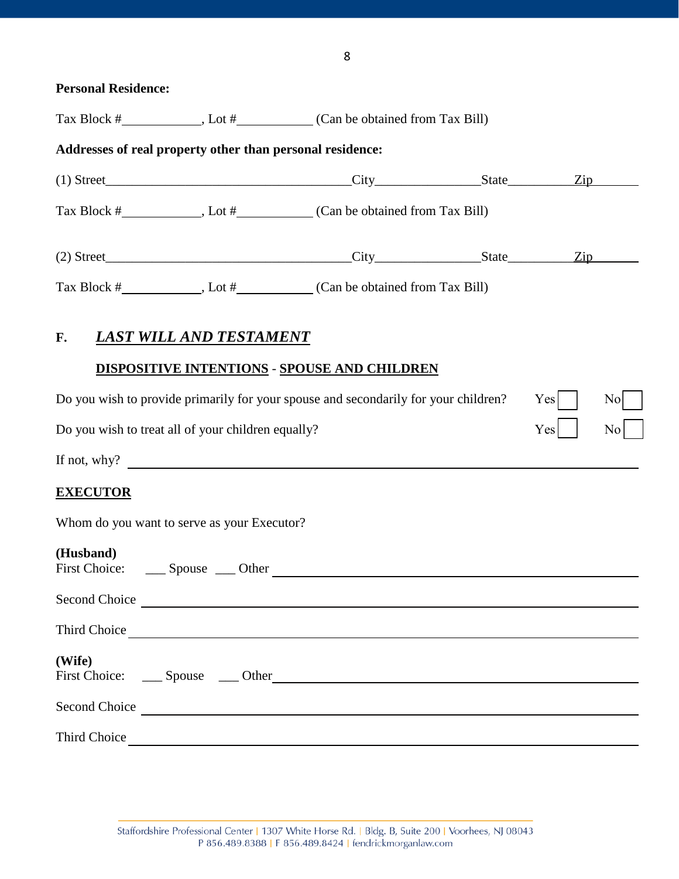**Personal Residence:**

Tax Block #____________, Lot #___________ (Can be obtained from Tax Bill)

**Addresses of real property other than personal residence:**

(1) Street_____________________________________City________________State__________Zip________

Tax Block #____________, Lot #___________ (Can be obtained from Tax Bill)

(2) Street_____________________________________City________________State__________Zip________

Tax Block #____________, Lot #___________ (Can be obtained from Tax Bill)

## F. *LAST WILL AND TESTAMENT*

### DISPOSITIVE INTENTIONS - SPOUSE AND CHILDREN

Do you wish to provide primarily for your spouse and secondarily for your children? Yes ☐ No ☐

Do you wish to treat all of your children equally? Yes ☐ No ☐

If not, why? ________________________________________________________________

### EXECUTOR

Whom do you want to serve as your Executor?

**(Husband)**
First Choice: ___ Spouse ___ Other ______________________________________________

Second Choice ____________________________________________________________

Third Choice ______________________________________________________________

**(Wife)**
First Choice: ___ Spouse ___ Other ______________________________________________

Second Choice ____________________________________________________________

Third Choice ______________________________________________________________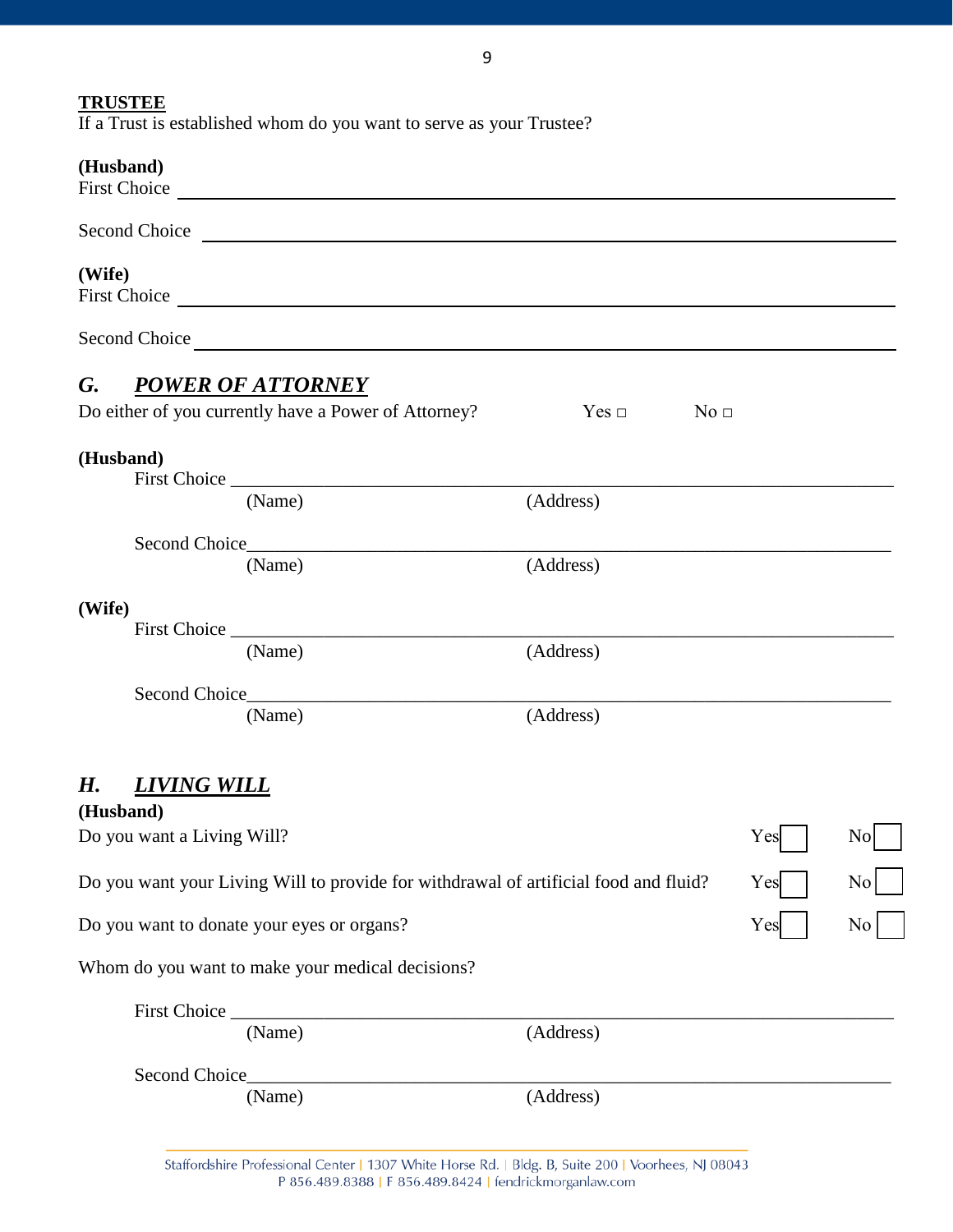**TRUSTEE**

If a Trust is established whom do you want to serve as your Trustee?

**(Husband)**

First Choice \_\_\_\_\_\_\_\_\_\_\_\_\_\_\_\_\_\_\_\_\_\_\_\_\_\_\_\_\_\_\_\_\_\_\_\_\_\_\_\_\_\_\_\_\_\_\_\_\_\_\_\_\_\_\_\_\_\_\_\_\_\_\_\_

Second Choice \_\_\_\_\_\_\_\_\_\_\_\_\_\_\_\_\_\_\_\_\_\_\_\_\_\_\_\_\_\_\_\_\_\_\_\_\_\_\_\_\_\_\_\_\_\_\_\_\_\_\_\_\_\_\_\_\_\_\_\_\_\_

**(Wife)**

First Choice \_\_\_\_\_\_\_\_\_\_\_\_\_\_\_\_\_\_\_\_\_\_\_\_\_\_\_\_\_\_\_\_\_\_\_\_\_\_\_\_\_\_\_\_\_\_\_\_\_\_\_\_\_\_\_\_\_\_\_\_\_\_\_\_

Second Choice \_\_\_\_\_\_\_\_\_\_\_\_\_\_\_\_\_\_\_\_\_\_\_\_\_\_\_\_\_\_\_\_\_\_\_\_\_\_\_\_\_\_\_\_\_\_\_\_\_\_\_\_\_\_\_\_\_\_\_\_\_\_

## *G. POWER OF ATTORNEY*

Do either of you currently have a Power of Attorney? Yes □ No □

**(Husband)**

First Choice \_\_\_\_\_\_\_\_\_\_\_\_\_\_\_\_\_\_\_\_\_\_\_\_\_\_\_\_\_\_\_\_\_\_\_\_\_\_\_\_\_\_\_\_\_\_\_\_\_\_\_\_\_\_\_\_\_\_\_\_\_\_\_\_
(Name) (Address)

Second Choice\_\_\_\_\_\_\_\_\_\_\_\_\_\_\_\_\_\_\_\_\_\_\_\_\_\_\_\_\_\_\_\_\_\_\_\_\_\_\_\_\_\_\_\_\_\_\_\_\_\_\_\_\_\_\_\_\_\_\_\_\_\_
(Name) (Address)

**(Wife)**

First Choice \_\_\_\_\_\_\_\_\_\_\_\_\_\_\_\_\_\_\_\_\_\_\_\_\_\_\_\_\_\_\_\_\_\_\_\_\_\_\_\_\_\_\_\_\_\_\_\_\_\_\_\_\_\_\_\_\_\_\_\_\_\_\_\_
(Name) (Address)

Second Choice\_\_\_\_\_\_\_\_\_\_\_\_\_\_\_\_\_\_\_\_\_\_\_\_\_\_\_\_\_\_\_\_\_\_\_\_\_\_\_\_\_\_\_\_\_\_\_\_\_\_\_\_\_\_\_\_\_\_\_\_\_\_
(Name) (Address)

## *H. LIVING WILL*

**(Husband)**

Do you want a Living Will? Yes ☐ No ☐

Do you want your Living Will to provide for withdrawal of artificial food and fluid? Yes ☐ No ☐

Do you want to donate your eyes or organs? Yes ☐ No ☐

Whom do you want to make your medical decisions?

First Choice \_\_\_\_\_\_\_\_\_\_\_\_\_\_\_\_\_\_\_\_\_\_\_\_\_\_\_\_\_\_\_\_\_\_\_\_\_\_\_\_\_\_\_\_\_\_\_\_\_\_\_\_\_\_\_\_\_\_\_\_\_\_\_\_
(Name) (Address)

Second Choice\_\_\_\_\_\_\_\_\_\_\_\_\_\_\_\_\_\_\_\_\_\_\_\_\_\_\_\_\_\_\_\_\_\_\_\_\_\_\_\_\_\_\_\_\_\_\_\_\_\_\_\_\_\_\_\_\_\_\_\_\_\_
(Name) (Address)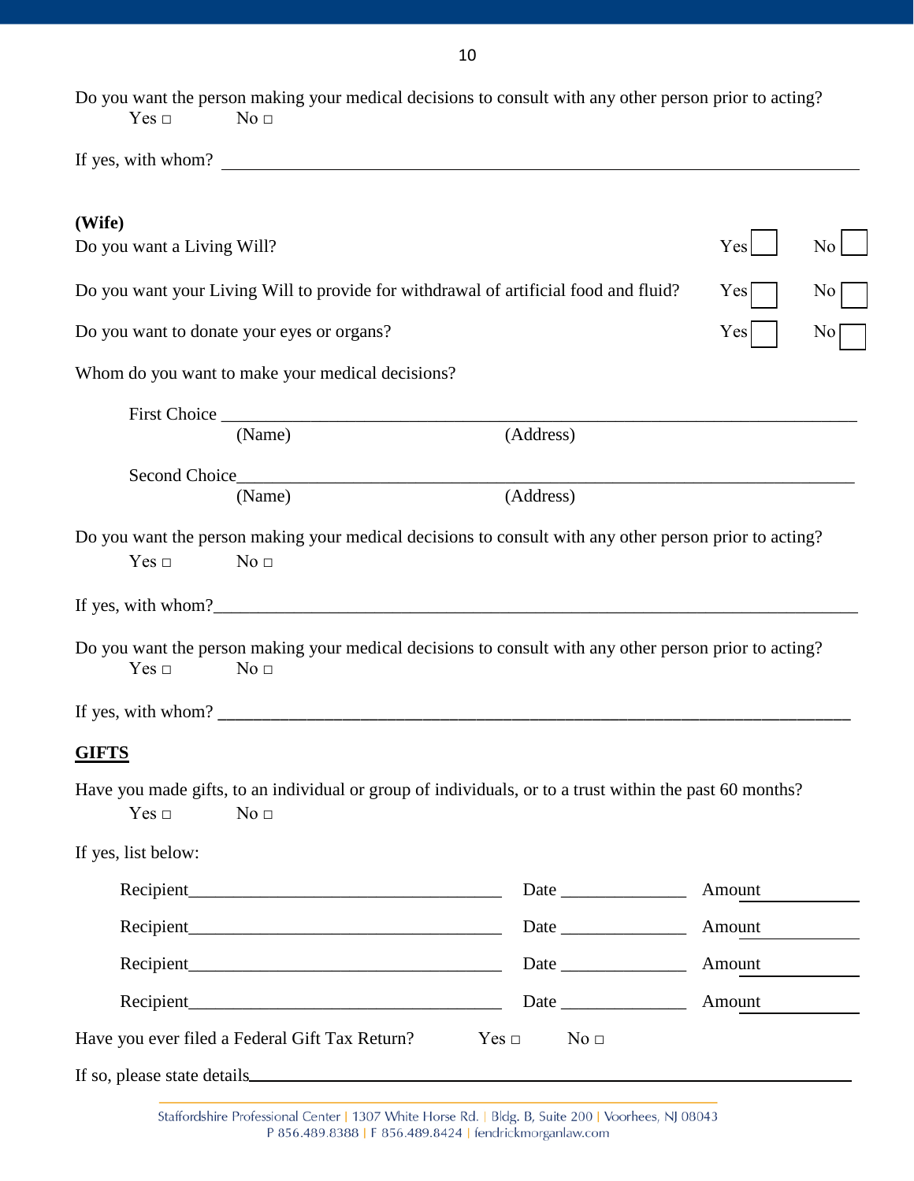Do you want the person making your medical decisions to consult with any other person prior to acting?

Yes □ No □

If yes, with whom? ______________________________________________

**(Wife)**

Do you want a Living Will? Yes ☐ No ☐

Do you want your Living Will to provide for withdrawal of artificial food and fluid? Yes ☐ No ☐

Do you want to donate your eyes or organs? Yes ☐ No ☐

Whom do you want to make your medical decisions?

First Choice ______________________________________________
(Name) (Address)

Second Choice______________________________________________
(Name) (Address)

Do you want the person making your medical decisions to consult with any other person prior to acting?

Yes □ No □

If yes, with whom?______________________________________________

Do you want the person making your medical decisions to consult with any other person prior to acting?

Yes □ No □

If yes, with whom? ______________________________________________

## GIFTS

Have you made gifts, to an individual or group of individuals, or to a trust within the past 60 months?

Yes □ No □

If yes, list below:

Recipient__________________________ Date ______________ Amount ____________

Recipient__________________________ Date ______________ Amount ____________

Recipient__________________________ Date ______________ Amount ____________

Recipient__________________________ Date ______________ Amount ____________

Have you ever filed a Federal Gift Tax Return? Yes □ No □

If so, please state details______________________________________________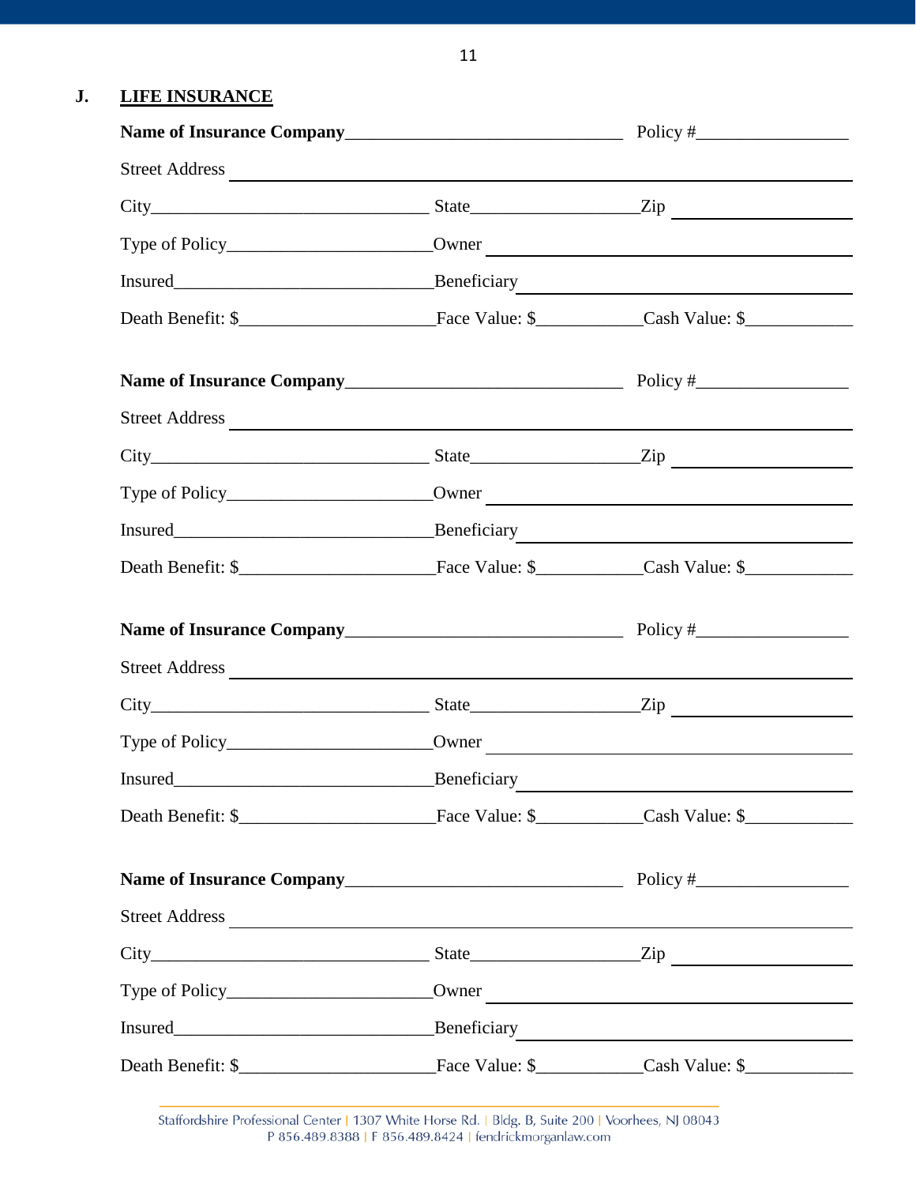## J. LIFE INSURANCE

**Name of Insurance Company**_______________________________ Policy #_________________

Street Address ____________________________________________________________________

City_______________________________ State__________________Zip ____________________

Type of Policy______________________Owner ________________________________________

Insured____________________________Beneficiary_____________________________________

Death Benefit: $_____________________Face Value: $___________Cash Value: $___________

**Name of Insurance Company**_______________________________ Policy #_________________

Street Address ____________________________________________________________________

City_______________________________ State__________________Zip ____________________

Type of Policy______________________Owner ________________________________________

Insured____________________________Beneficiary_____________________________________

Death Benefit: $_____________________Face Value: $___________Cash Value: $___________

**Name of Insurance Company**_______________________________ Policy #_________________

Street Address ____________________________________________________________________

City_______________________________ State__________________Zip ____________________

Type of Policy______________________Owner ________________________________________

Insured____________________________Beneficiary_____________________________________

Death Benefit: $_____________________Face Value: $___________Cash Value: $___________

**Name of Insurance Company**_______________________________ Policy #_________________

Street Address ____________________________________________________________________

City_______________________________ State__________________Zip ____________________

Type of Policy______________________Owner ________________________________________

Insured____________________________Beneficiary_____________________________________

Death Benefit: $_____________________Face Value: $___________Cash Value: $___________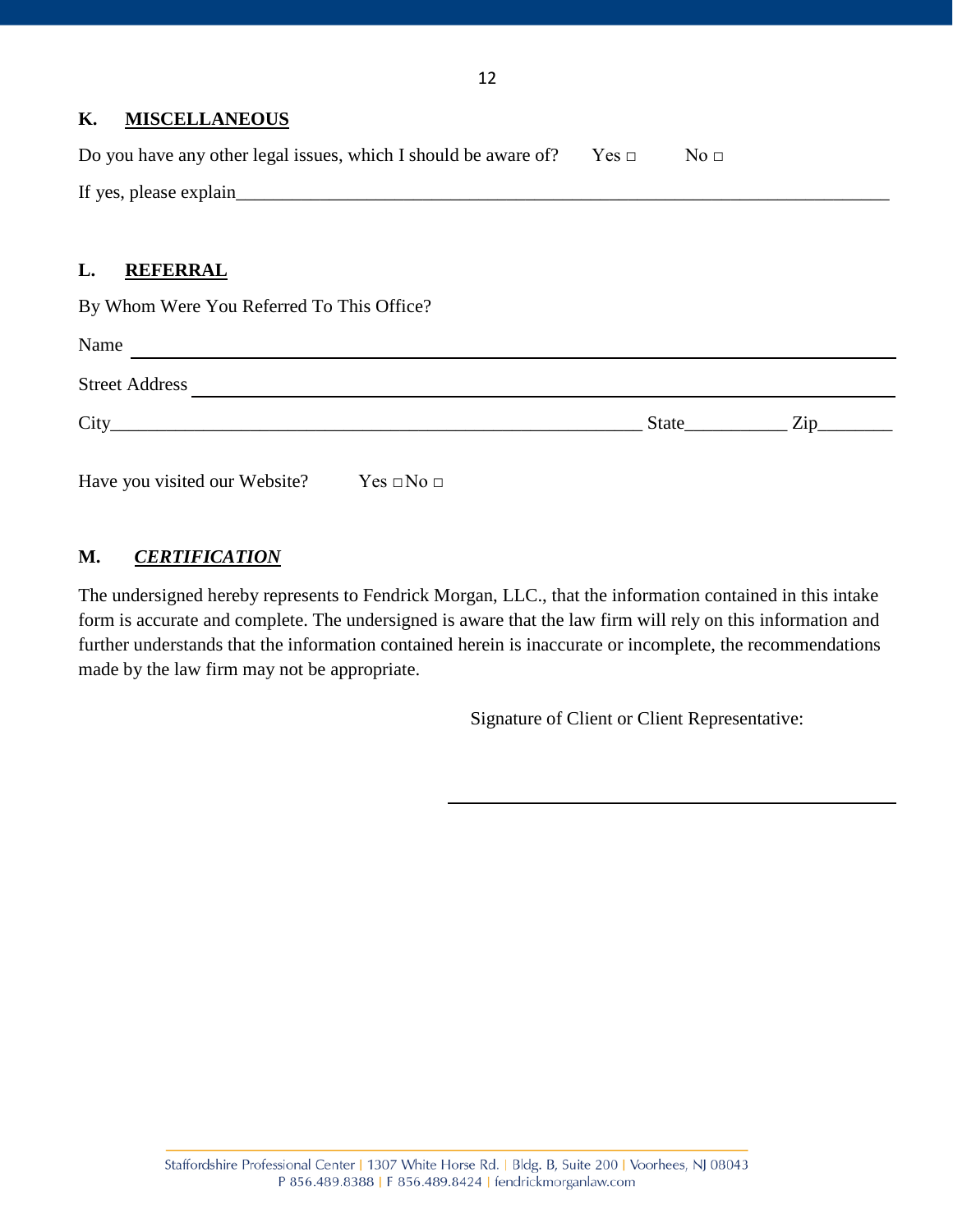## K. MISCELLANEOUS

Do you have any other legal issues, which I should be aware of? Yes □ No □

If yes, please explain___________________________________________________________________________

## L. REFERRAL

By Whom Were You Referred To This Office?

Name ___________________________________________________________________________________

Street Address ____________________________________________________________________________

City_____________________________________________________________ State___________ Zip________

Have you visited our Website? Yes □No □

## M. *CERTIFICATION*

The undersigned hereby represents to Fendrick Morgan, LLC., that the information contained in this intake form is accurate and complete. The undersigned is aware that the law firm will rely on this information and further understands that the information contained herein is inaccurate or incomplete, the recommendations made by the law firm may not be appropriate.

Signature of Client or Client Representative:

_____________________________________________

Staffordshire Professional Center | 1307 White Horse Rd. | Bldg. B, Suite 200 | Voorhees, NJ 08043
P 856.489.8388 | F 856.489.8424 | fendrickmorganlaw.com